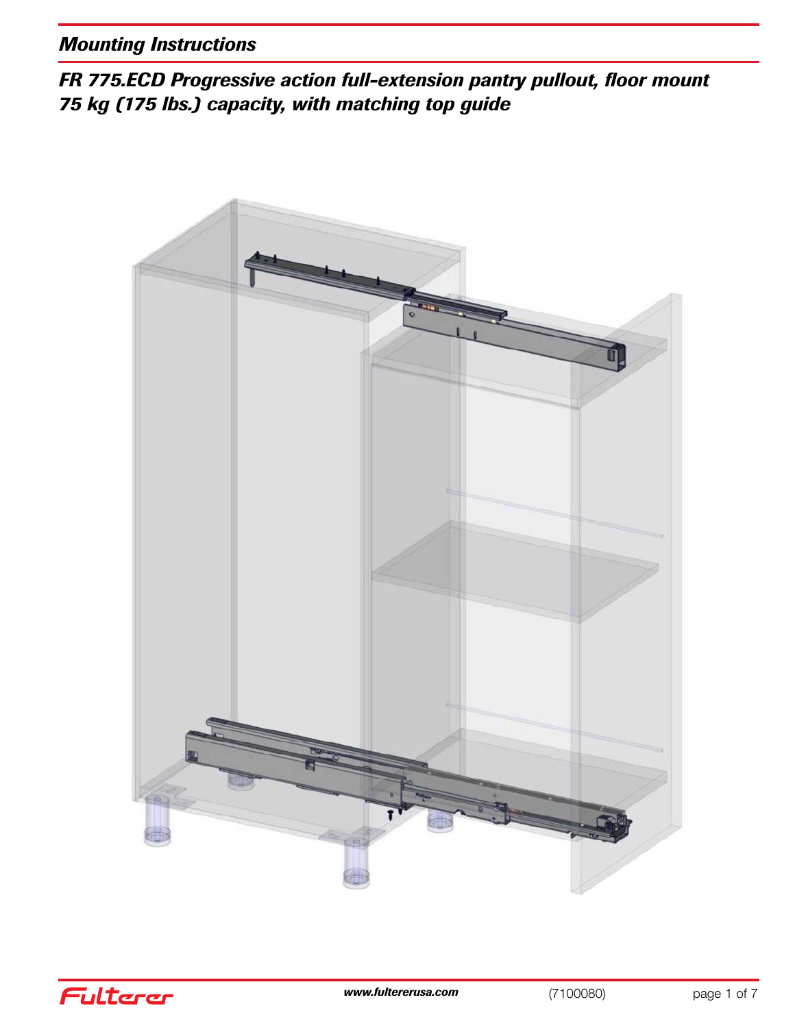*Mounting Instructions*

## *FR 775.ECD Progressive action full-extension pantry pullout, floor mount 75 kg (175 lbs.) capacity, with matching top guide*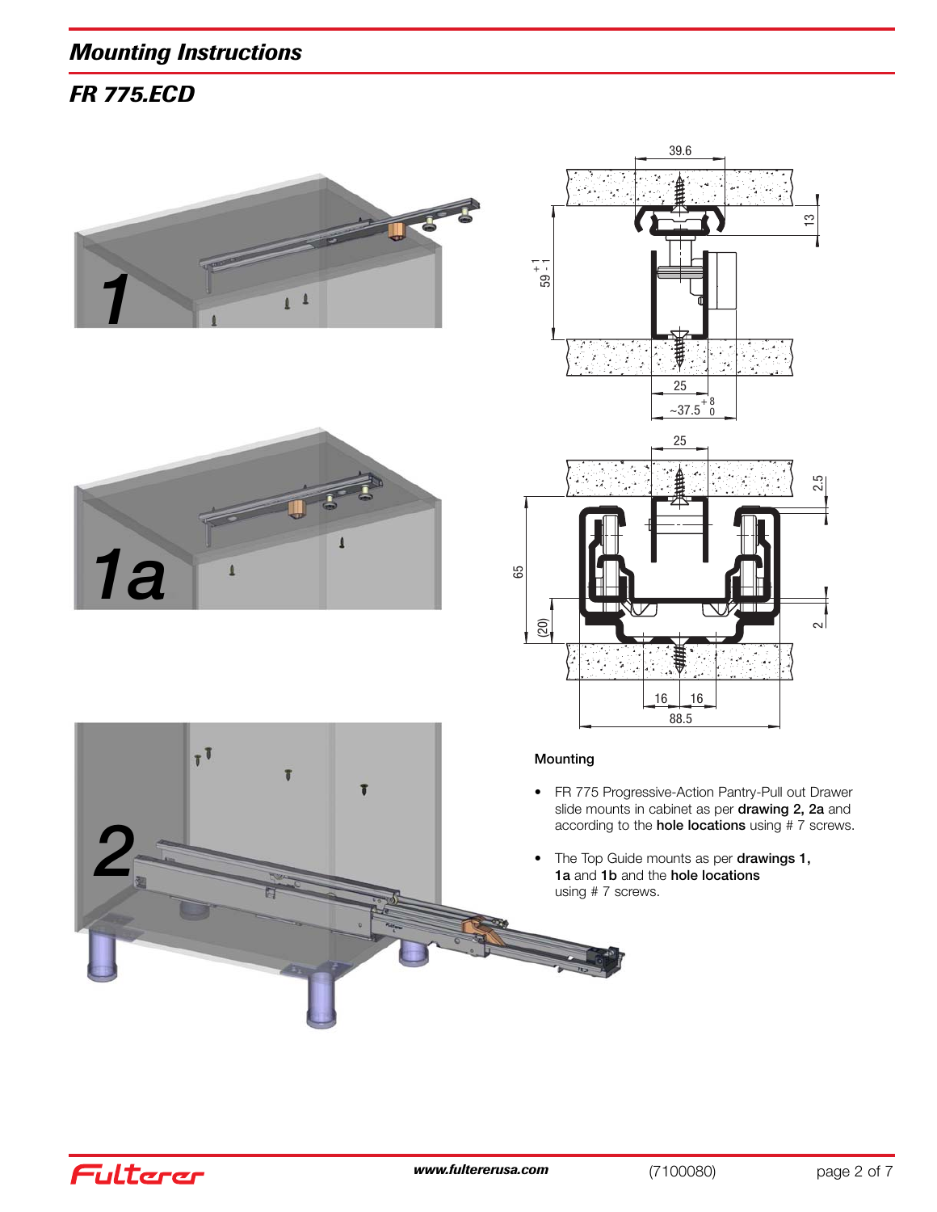## Mounting Instructions

## FR 775.ECD

### Mounting

- FR 775 Progressive-Action Pantry-Pull out Drawer slide mounts in cabinet as per **drawing 2, 2a** and according to the **hole locations** using # 7 screws.
- The Top Guide mounts as per **drawings 1, 1a** and **1b** and the **hole locations** using # 7 screws.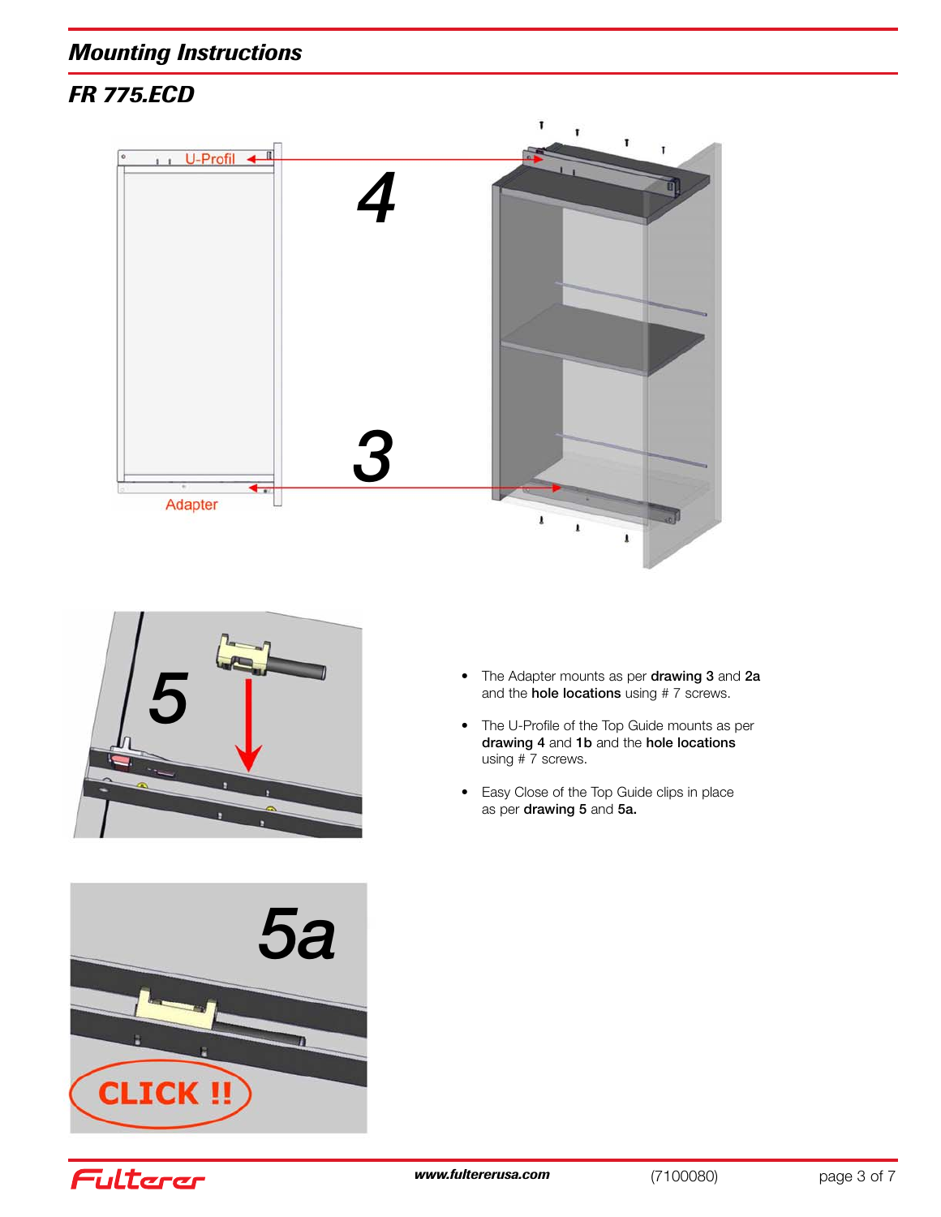## Mounting Instructions

## FR 775.ECD

- The Adapter mounts as per **drawing 3** and **2a** and the **hole locations** using # 7 screws.
- The U-Profile of the Top Guide mounts as per **drawing 4** and **1b** and the **hole locations** using # 7 screws.
- Easy Close of the Top Guide clips in place as per **drawing 5** and **5a.**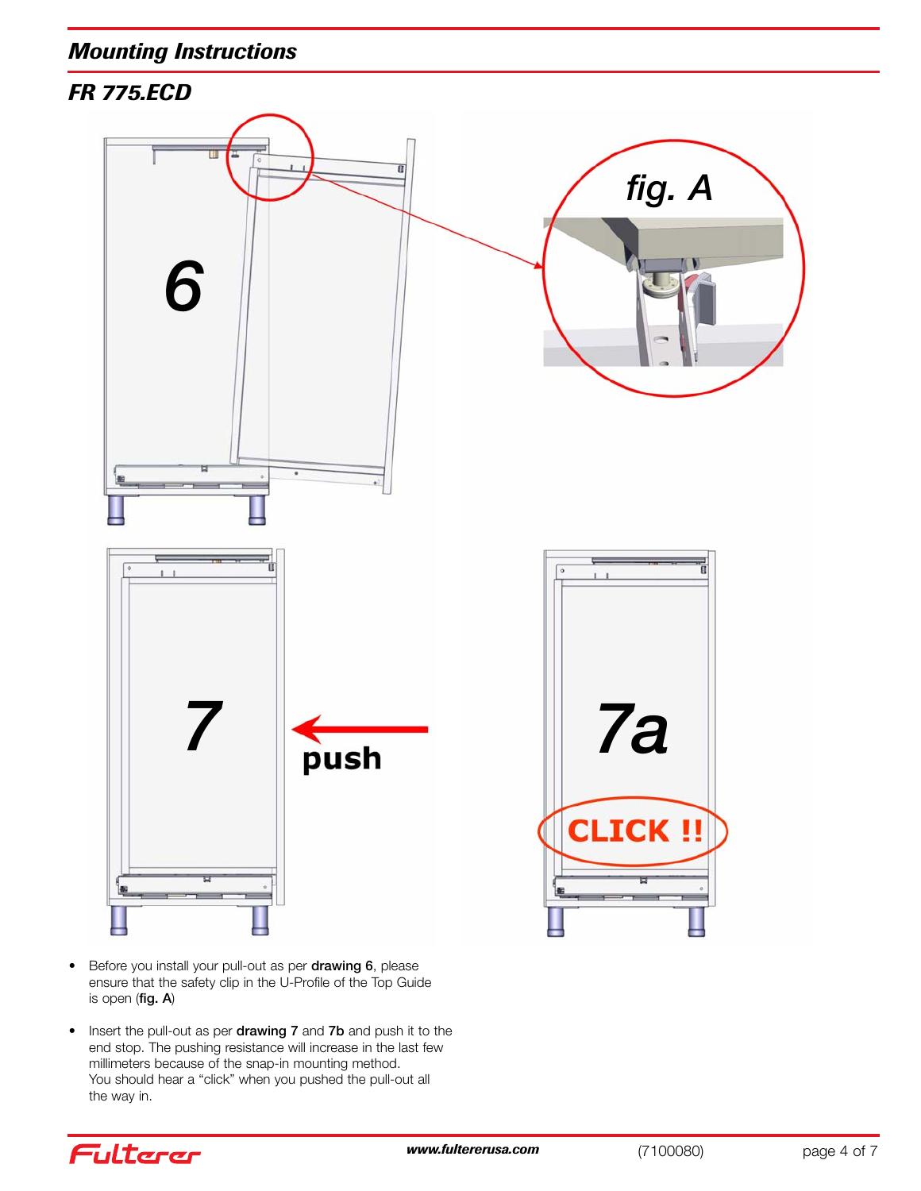## Mounting Instructions

### FR 775.ECD

- Before you install your pull-out as per **drawing 6**, please ensure that the safety clip in the U-Profile of the Top Guide is open (**fig. A**)

- Insert the pull-out as per **drawing 7** and **7b** and push it to the end stop. The pushing resistance will increase in the last few millimeters because of the snap-in mounting method. You should hear a "click" when you pushed the pull-out all the way in.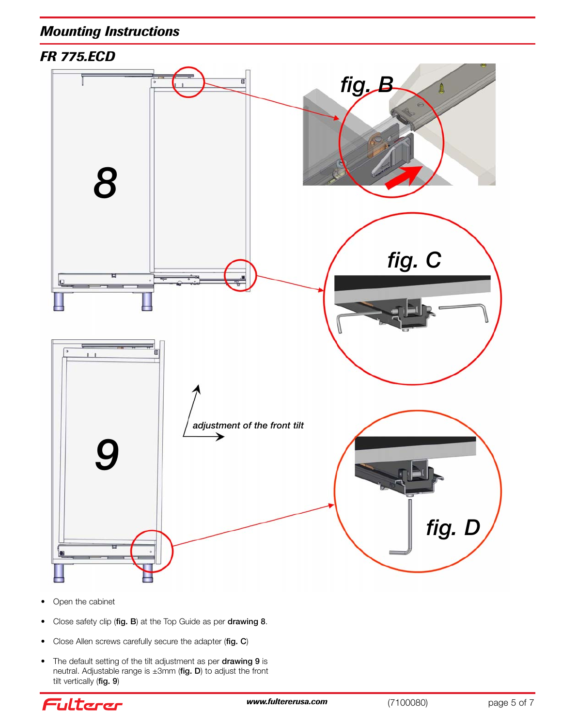## Mounting Instructions

### FR 775.ECD

fig. B

8

fig. C

adjustment of the front tilt

9

fig. D

- Open the cabinet
- Close safety clip (**fig. B**) at the Top Guide as per **drawing 8**.
- Close Allen screws carefully secure the adapter (**fig. C**)
- The default setting of the tilt adjustment as per **drawing 9** is neutral. Adjustable range is ±3mm (**fig. D**) to adjust the front tilt vertically (**fig. 9**)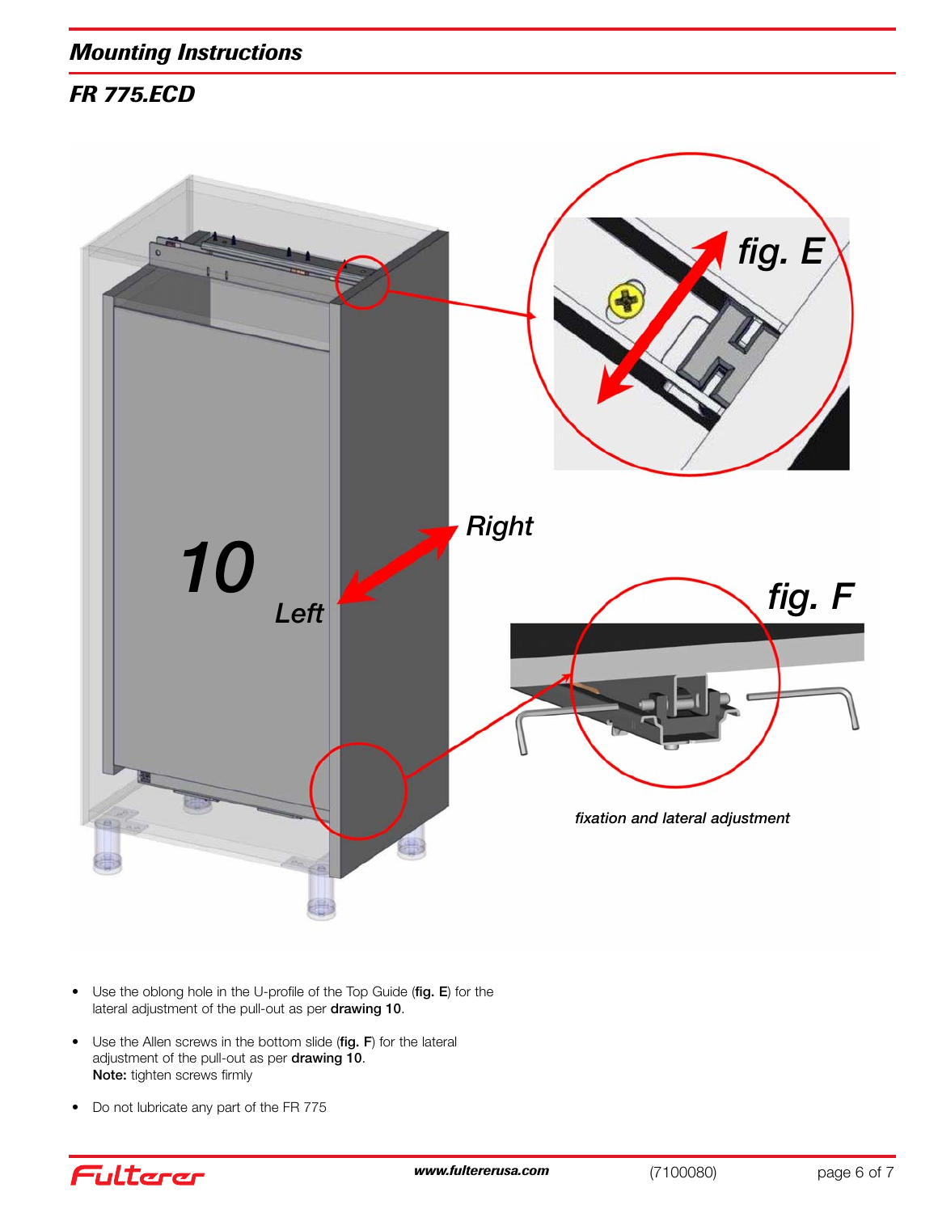## Mounting Instructions

### FR 775.ECD

- Use the oblong hole in the U-profile of the Top Guide (**fig. E**) for the lateral adjustment of the pull-out as per **drawing 10**.
- Use the Allen screws in the bottom slide (**fig. F**) for the lateral adjustment of the pull-out as per **drawing 10**.
  **Note:** tighten screws firmly
- Do not lubricate any part of the FR 775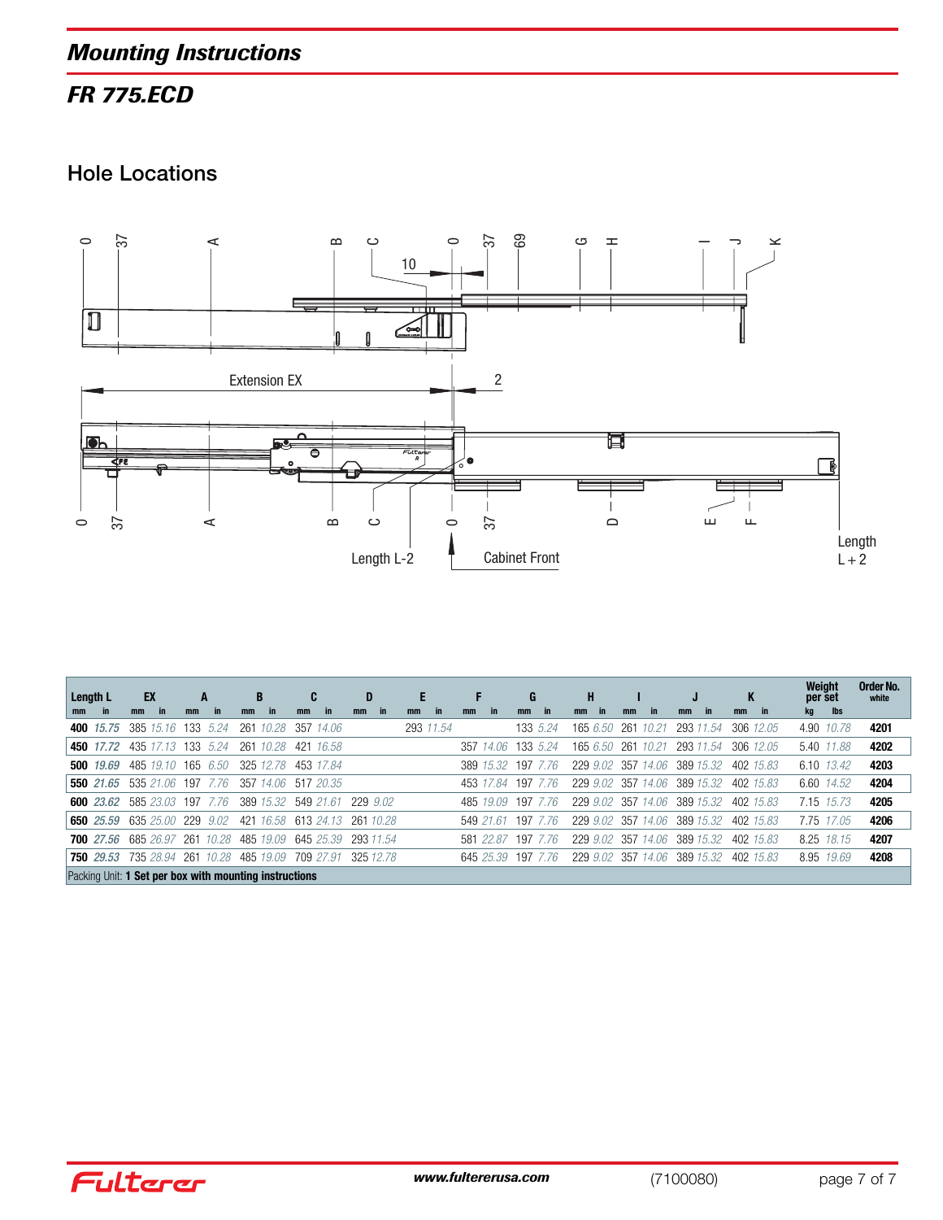# Mounting Instructions

## FR 775.ECD

### Hole Locations

Extension EX

Length L-2

Cabinet Front

Length L + 2

| Length L | | EX | | A | | B | | C | | D | | E | | F | | G | | H | | I | | J | | K | | Weight per set | | Order No. white |
|---|---|---|---|---|---|---|---|---|---|---|---|---|---|---|---|---|---|---|---|---|---|---|---|---|---|---|---|---|
| mm | in | mm | in | mm | in | mm | in | mm | in | mm | in | mm | in | mm | in | mm | in | mm | in | mm | in | mm | in | mm | in | kg | lbs | |
| **400** | *15.75* | 385 | *15.16* | 133 | *5.24* | 261 | *10.28* | 357 | *14.06* | | | 293 | *11.54* | | | 133 | *5.24* | 165 | *6.50* | 261 | *10.21* | 293 | *11.54* | 306 | *12.05* | 4.90 | *10.78* | **4201** |
| **450** | *17.72* | 435 | *17.13* | 133 | *5.24* | 261 | *10.28* | 421 | *16.58* | | | | | 357 | *14.06* | 133 | *5.24* | 165 | *6.50* | 261 | *10.21* | 293 | *11.54* | 306 | *12.05* | 5.40 | *11.88* | **4202** |
| **500** | *19.69* | 485 | *19.10* | 165 | *6.50* | 325 | *12.78* | 453 | *17.84* | | | | | 389 | *15.32* | 197 | *7.76* | 229 | *9.02* | 357 | *14.06* | 389 | *15.32* | 402 | *15.83* | 6.10 | *13.42* | **4203** |
| **550** | *21.65* | 535 | *21.06* | 197 | *7.76* | 357 | *14.06* | 517 | *20.35* | | | | | 453 | *17.84* | 197 | *7.76* | 229 | *9.02* | 357 | *14.06* | 389 | *15.32* | 402 | *15.83* | 6.60 | *14.52* | **4204** |
| **600** | *23.62* | 585 | *23.03* | 197 | *7.76* | 389 | *15.32* | 549 | *21.61* | 229 | *9.02* | | | 485 | *19.09* | 197 | *7.76* | 229 | *9.02* | 357 | *14.06* | 389 | *15.32* | 402 | *15.83* | 7.15 | *15.73* | **4205** |
| **650** | *25.59* | 635 | *25.00* | 229 | *9.02* | 421 | *16.58* | 613 | *24.13* | 261 | *10.28* | | | 549 | *21.61* | 197 | *7.76* | 229 | *9.02* | 357 | *14.06* | 389 | *15.32* | 402 | *15.83* | 7.75 | *17.05* | **4206** |
| **700** | *27.56* | 685 | *26.97* | 261 | *10.28* | 485 | *19.09* | 645 | *25.39* | 293 | *11.54* | | | 581 | *22.87* | 197 | *7.76* | 229 | *9.02* | 357 | *14.06* | 389 | *15.32* | 402 | *15.83* | 8.25 | *18.15* | **4207** |
| **750** | *29.53* | 735 | *28.94* | 261 | *10.28* | 485 | *19.09* | 709 | *27.91* | 325 | *12.78* | | | 645 | *25.39* | 197 | *7.76* | 229 | *9.02* | 357 | *14.06* | 389 | *15.32* | 402 | *15.83* | 8.95 | *19.69* | **4208** |

Packing Unit: **1 Set per box with mounting instructions**

Fulterer www.fultererusa.com (7100080)